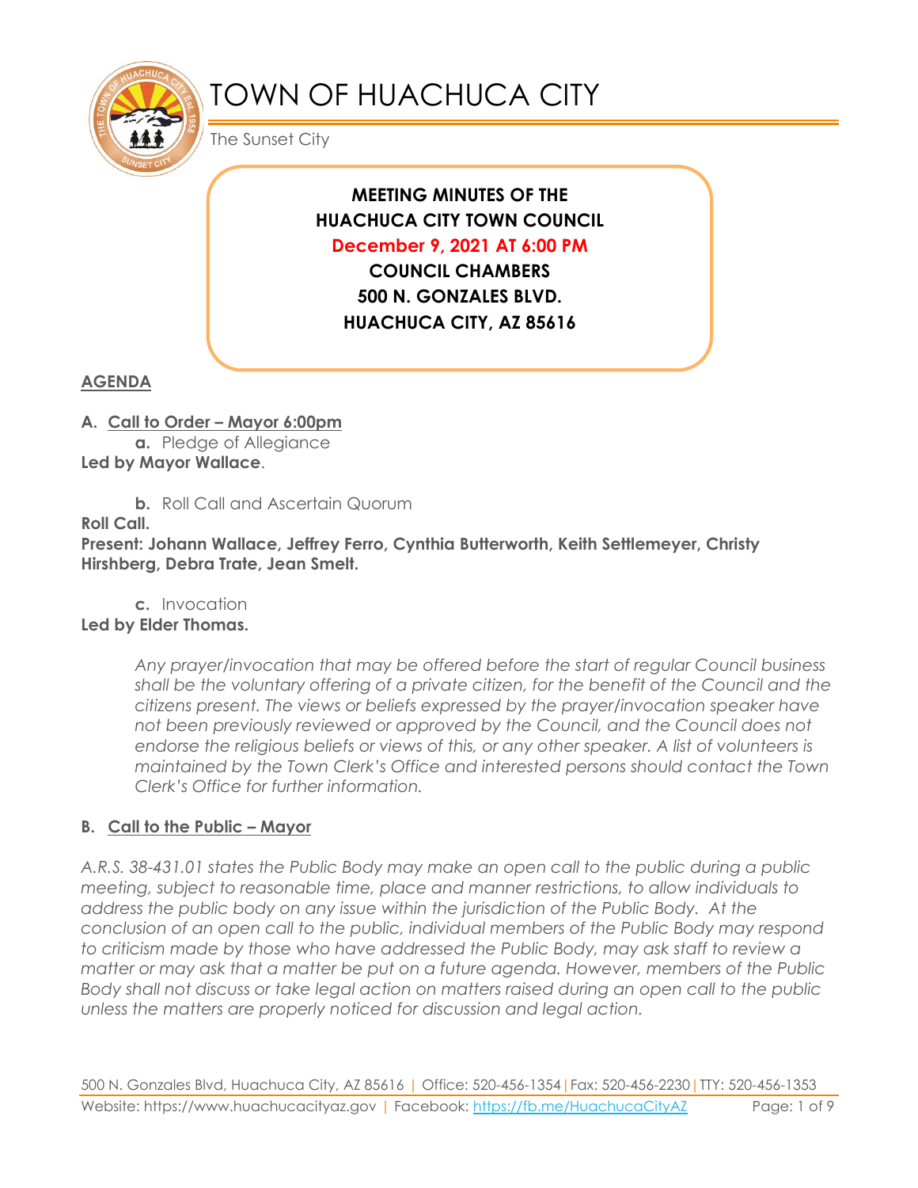# TOWN OF HUACHUCA CITY

The Sunset City

**MEETING MINUTES OF THE**
**HUACHUCA CITY TOWN COUNCIL**
**December 9, 2021 AT 6:00 PM**
**COUNCIL CHAMBERS**
**500 N. GONZALES BLVD.**
**HUACHUCA CITY, AZ 85616**

## AGENDA

**A. Call to Order – Mayor 6:00pm**

**a.** Pledge of Allegiance

**Led by Mayor Wallace**.

**b.** Roll Call and Ascertain Quorum

**Roll Call.**

**Present: Johann Wallace, Jeffrey Ferro, Cynthia Butterworth, Keith Settlemeyer, Christy Hirshberg, Debra Trate, Jean Smelt.**

**c.** Invocation

**Led by Elder Thomas.**

*Any prayer/invocation that may be offered before the start of regular Council business shall be the voluntary offering of a private citizen, for the benefit of the Council and the citizens present. The views or beliefs expressed by the prayer/invocation speaker have not been previously reviewed or approved by the Council, and the Council does not endorse the religious beliefs or views of this, or any other speaker. A list of volunteers is maintained by the Town Clerk's Office and interested persons should contact the Town Clerk's Office for further information.*

**B. Call to the Public – Mayor**

*A.R.S. 38-431.01 states the Public Body may make an open call to the public during a public meeting, subject to reasonable time, place and manner restrictions, to allow individuals to address the public body on any issue within the jurisdiction of the Public Body. At the conclusion of an open call to the public, individual members of the Public Body may respond to criticism made by those who have addressed the Public Body, may ask staff to review a matter or may ask that a matter be put on a future agenda. However, members of the Public Body shall not discuss or take legal action on matters raised during an open call to the public unless the matters are properly noticed for discussion and legal action.*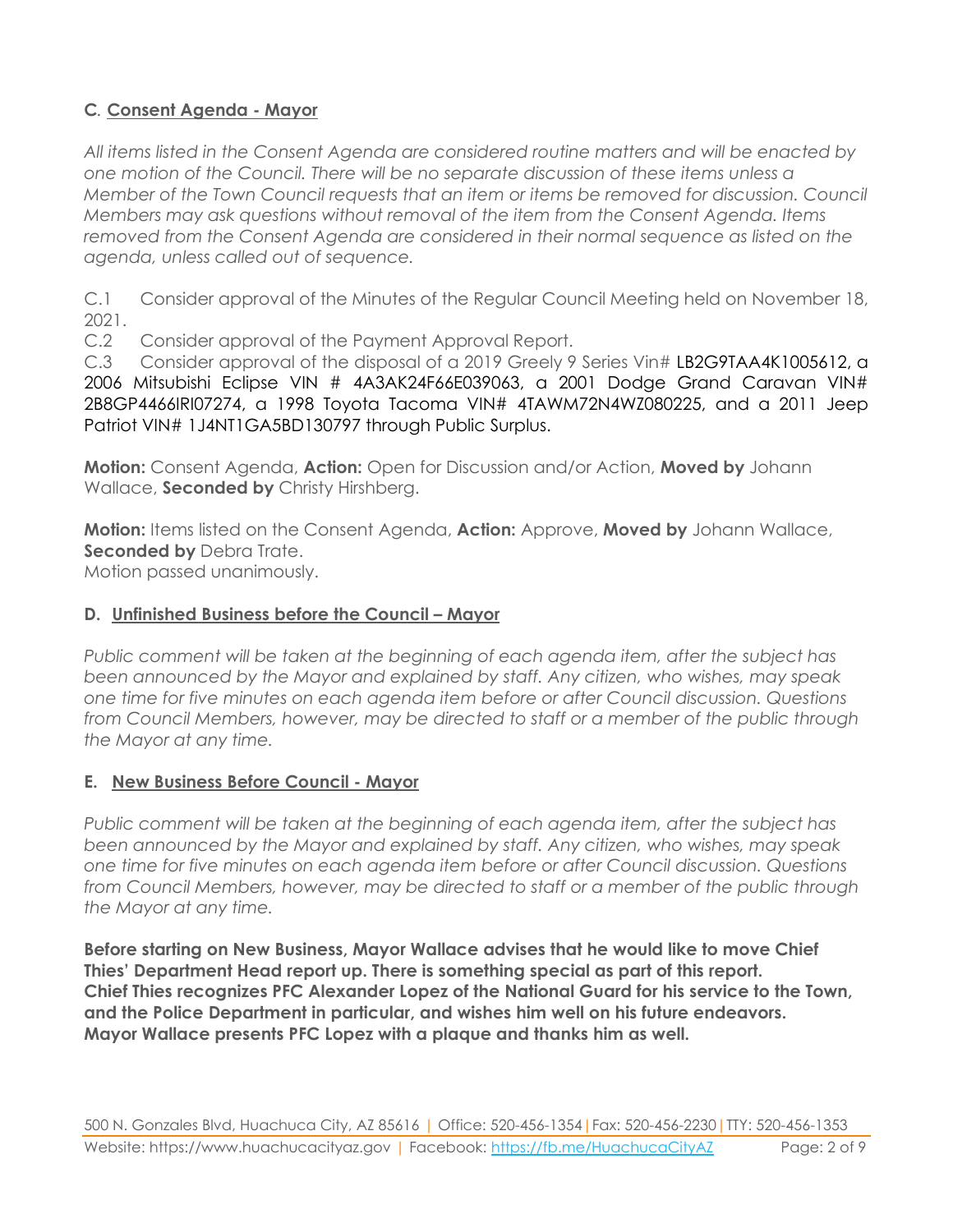## C. Consent Agenda - Mayor

*All items listed in the Consent Agenda are considered routine matters and will be enacted by one motion of the Council. There will be no separate discussion of these items unless a Member of the Town Council requests that an item or items be removed for discussion. Council Members may ask questions without removal of the item from the Consent Agenda. Items removed from the Consent Agenda are considered in their normal sequence as listed on the agenda, unless called out of sequence.*

C.1 Consider approval of the Minutes of the Regular Council Meeting held on November 18, 2021.
C.2 Consider approval of the Payment Approval Report.
C.3 Consider approval of the disposal of a 2019 Greely 9 Series Vin# LB2G9TAA4K1005612, a 2006 Mitsubishi Eclipse VIN # 4A3AK24F66E039063, a 2001 Dodge Grand Caravan VIN# 2B8GP4466IRI07274, a 1998 Toyota Tacoma VIN# 4TAWM72N4WZ080225, and a 2011 Jeep Patriot VIN# 1J4NT1GA5BD130797 through Public Surplus.

**Motion:** Consent Agenda, **Action:** Open for Discussion and/or Action, **Moved by** Johann Wallace, **Seconded by** Christy Hirshberg.

**Motion:** Items listed on the Consent Agenda, **Action:** Approve, **Moved by** Johann Wallace, **Seconded by** Debra Trate.
Motion passed unanimously.

## D. Unfinished Business before the Council – Mayor

*Public comment will be taken at the beginning of each agenda item, after the subject has been announced by the Mayor and explained by staff. Any citizen, who wishes, may speak one time for five minutes on each agenda item before or after Council discussion. Questions from Council Members, however, may be directed to staff or a member of the public through the Mayor at any time.*

## E. New Business Before Council - Mayor

*Public comment will be taken at the beginning of each agenda item, after the subject has been announced by the Mayor and explained by staff. Any citizen, who wishes, may speak one time for five minutes on each agenda item before or after Council discussion. Questions from Council Members, however, may be directed to staff or a member of the public through the Mayor at any time.*

**Before starting on New Business, Mayor Wallace advises that he would like to move Chief Thies' Department Head report up. There is something special as part of this report.**
**Chief Thies recognizes PFC Alexander Lopez of the National Guard for his service to the Town, and the Police Department in particular, and wishes him well on his future endeavors.**
**Mayor Wallace presents PFC Lopez with a plaque and thanks him as well.**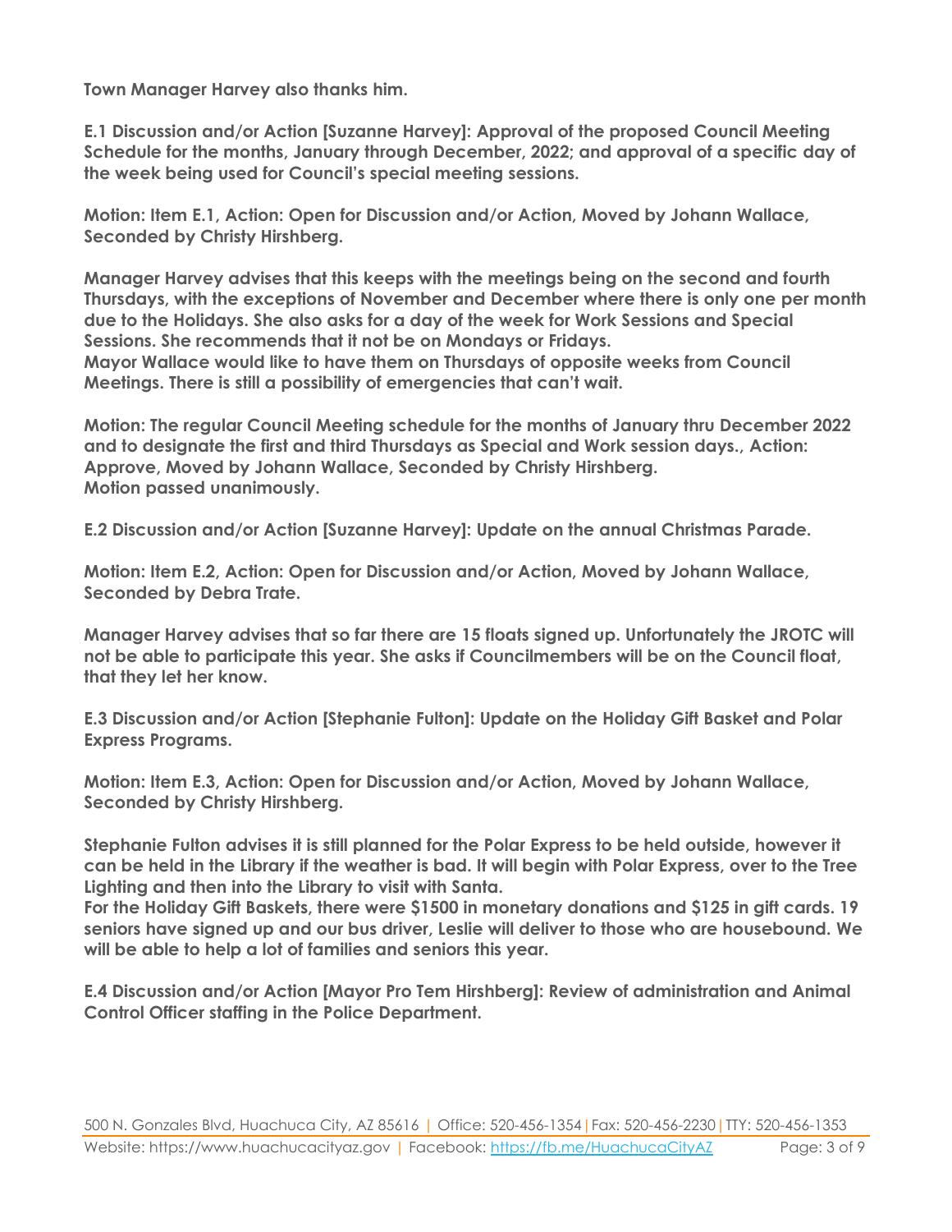**Town Manager Harvey also thanks him.**

**E.1 Discussion and/or Action [Suzanne Harvey]: Approval of the proposed Council Meeting Schedule for the months, January through December, 2022; and approval of a specific day of the week being used for Council's special meeting sessions.**

**Motion: Item E.1, Action: Open for Discussion and/or Action, Moved by Johann Wallace, Seconded by Christy Hirshberg.**

**Manager Harvey advises that this keeps with the meetings being on the second and fourth Thursdays, with the exceptions of November and December where there is only one per month due to the Holidays. She also asks for a day of the week for Work Sessions and Special Sessions. She recommends that it not be on Mondays or Fridays.**
**Mayor Wallace would like to have them on Thursdays of opposite weeks from Council Meetings. There is still a possibility of emergencies that can't wait.**

**Motion: The regular Council Meeting schedule for the months of January thru December 2022 and to designate the first and third Thursdays as Special and Work session days., Action: Approve, Moved by Johann Wallace, Seconded by Christy Hirshberg.**
**Motion passed unanimously.**

**E.2 Discussion and/or Action [Suzanne Harvey]: Update on the annual Christmas Parade.**

**Motion: Item E.2, Action: Open for Discussion and/or Action, Moved by Johann Wallace, Seconded by Debra Trate.**

**Manager Harvey advises that so far there are 15 floats signed up. Unfortunately the JROTC will not be able to participate this year. She asks if Councilmembers will be on the Council float, that they let her know.**

**E.3 Discussion and/or Action [Stephanie Fulton]: Update on the Holiday Gift Basket and Polar Express Programs.**

**Motion: Item E.3, Action: Open for Discussion and/or Action, Moved by Johann Wallace, Seconded by Christy Hirshberg.**

**Stephanie Fulton advises it is still planned for the Polar Express to be held outside, however it can be held in the Library if the weather is bad. It will begin with Polar Express, over to the Tree Lighting and then into the Library to visit with Santa.**
**For the Holiday Gift Baskets, there were $1500 in monetary donations and $125 in gift cards. 19 seniors have signed up and our bus driver, Leslie will deliver to those who are housebound. We will be able to help a lot of families and seniors this year.**

**E.4 Discussion and/or Action [Mayor Pro Tem Hirshberg]: Review of administration and Animal Control Officer staffing in the Police Department.**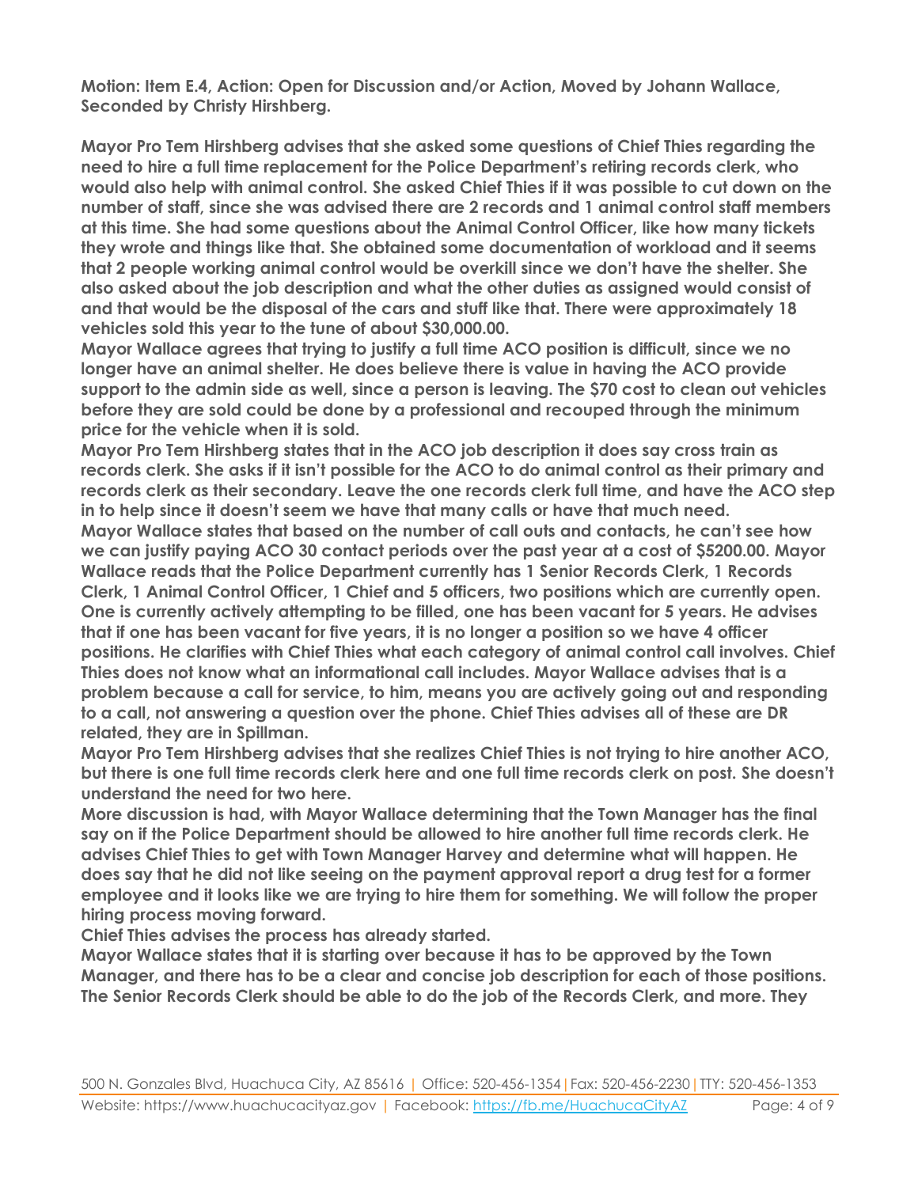**Motion: Item E.4, Action: Open for Discussion and/or Action, Moved by Johann Wallace, Seconded by Christy Hirshberg.**

**Mayor Pro Tem Hirshberg advises that she asked some questions of Chief Thies regarding the need to hire a full time replacement for the Police Department's retiring records clerk, who would also help with animal control. She asked Chief Thies if it was possible to cut down on the number of staff, since she was advised there are 2 records and 1 animal control staff members at this time. She had some questions about the Animal Control Officer, like how many tickets they wrote and things like that. She obtained some documentation of workload and it seems that 2 people working animal control would be overkill since we don't have the shelter. She also asked about the job description and what the other duties as assigned would consist of and that would be the disposal of the cars and stuff like that. There were approximately 18 vehicles sold this year to the tune of about $30,000.00.**

**Mayor Wallace agrees that trying to justify a full time ACO position is difficult, since we no longer have an animal shelter. He does believe there is value in having the ACO provide support to the admin side as well, since a person is leaving. The $70 cost to clean out vehicles before they are sold could be done by a professional and recouped through the minimum price for the vehicle when it is sold.**

**Mayor Pro Tem Hirshberg states that in the ACO job description it does say cross train as records clerk. She asks if it isn't possible for the ACO to do animal control as their primary and records clerk as their secondary. Leave the one records clerk full time, and have the ACO step in to help since it doesn't seem we have that many calls or have that much need.**

**Mayor Wallace states that based on the number of call outs and contacts, he can't see how we can justify paying ACO 30 contact periods over the past year at a cost of $5200.00. Mayor Wallace reads that the Police Department currently has 1 Senior Records Clerk, 1 Records Clerk, 1 Animal Control Officer, 1 Chief and 5 officers, two positions which are currently open. One is currently actively attempting to be filled, one has been vacant for 5 years. He advises that if one has been vacant for five years, it is no longer a position so we have 4 officer positions. He clarifies with Chief Thies what each category of animal control call involves. Chief Thies does not know what an informational call includes. Mayor Wallace advises that is a problem because a call for service, to him, means you are actively going out and responding to a call, not answering a question over the phone. Chief Thies advises all of these are DR related, they are in Spillman.**

**Mayor Pro Tem Hirshberg advises that she realizes Chief Thies is not trying to hire another ACO, but there is one full time records clerk here and one full time records clerk on post. She doesn't understand the need for two here.**

**More discussion is had, with Mayor Wallace determining that the Town Manager has the final say on if the Police Department should be allowed to hire another full time records clerk. He advises Chief Thies to get with Town Manager Harvey and determine what will happen. He does say that he did not like seeing on the payment approval report a drug test for a former employee and it looks like we are trying to hire them for something. We will follow the proper hiring process moving forward.**

**Chief Thies advises the process has already started.**

**Mayor Wallace states that it is starting over because it has to be approved by the Town Manager, and there has to be a clear and concise job description for each of those positions. The Senior Records Clerk should be able to do the job of the Records Clerk, and more. They**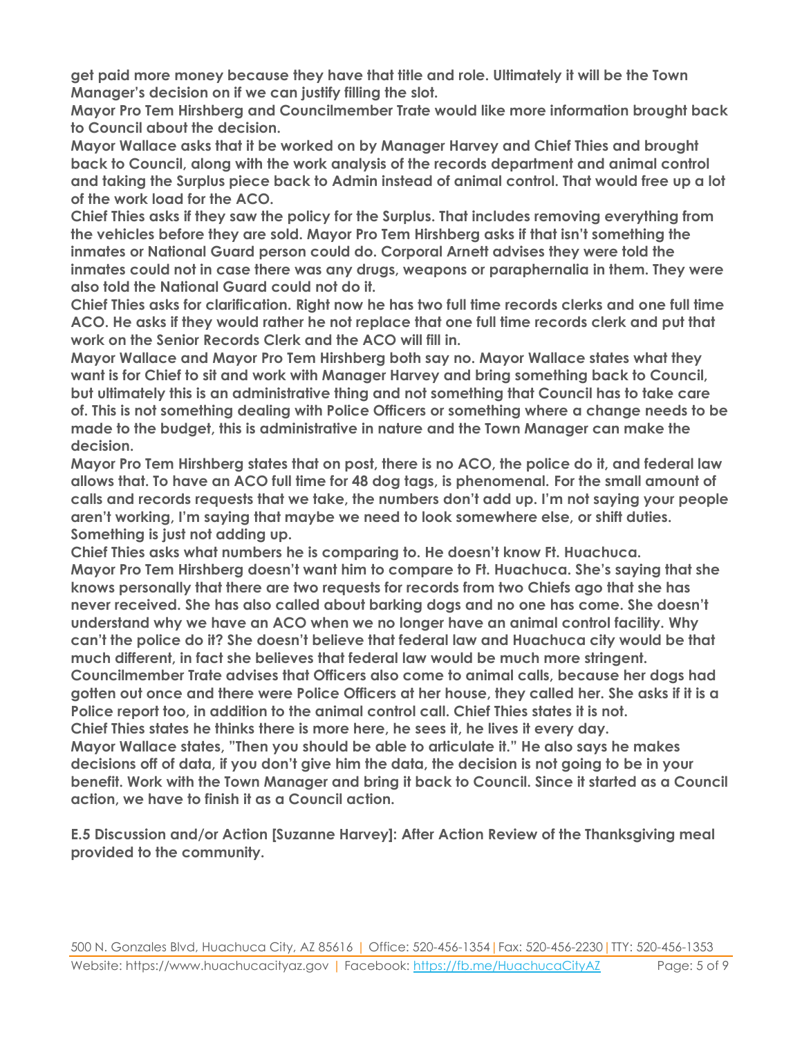**get paid more money because they have that title and role. Ultimately it will be the Town Manager's decision on if we can justify filling the slot.**

**Mayor Pro Tem Hirshberg and Councilmember Trate would like more information brought back to Council about the decision.**

**Mayor Wallace asks that it be worked on by Manager Harvey and Chief Thies and brought back to Council, along with the work analysis of the records department and animal control and taking the Surplus piece back to Admin instead of animal control. That would free up a lot of the work load for the ACO.**

**Chief Thies asks if they saw the policy for the Surplus. That includes removing everything from the vehicles before they are sold. Mayor Pro Tem Hirshberg asks if that isn't something the inmates or National Guard person could do. Corporal Arnett advises they were told the inmates could not in case there was any drugs, weapons or paraphernalia in them. They were also told the National Guard could not do it.**

**Chief Thies asks for clarification. Right now he has two full time records clerks and one full time ACO. He asks if they would rather he not replace that one full time records clerk and put that work on the Senior Records Clerk and the ACO will fill in.**

**Mayor Wallace and Mayor Pro Tem Hirshberg both say no. Mayor Wallace states what they want is for Chief to sit and work with Manager Harvey and bring something back to Council, but ultimately this is an administrative thing and not something that Council has to take care of. This is not something dealing with Police Officers or something where a change needs to be made to the budget, this is administrative in nature and the Town Manager can make the decision.**

**Mayor Pro Tem Hirshberg states that on post, there is no ACO, the police do it, and federal law allows that. To have an ACO full time for 48 dog tags, is phenomenal. For the small amount of calls and records requests that we take, the numbers don't add up. I'm not saying your people aren't working, I'm saying that maybe we need to look somewhere else, or shift duties. Something is just not adding up.**

**Chief Thies asks what numbers he is comparing to. He doesn't know Ft. Huachuca.**

**Mayor Pro Tem Hirshberg doesn't want him to compare to Ft. Huachuca. She's saying that she knows personally that there are two requests for records from two Chiefs ago that she has never received. She has also called about barking dogs and no one has come. She doesn't understand why we have an ACO when we no longer have an animal control facility. Why can't the police do it? She doesn't believe that federal law and Huachuca city would be that much different, in fact she believes that federal law would be much more stringent.**

**Councilmember Trate advises that Officers also come to animal calls, because her dogs had gotten out once and there were Police Officers at her house, they called her. She asks if it is a Police report too, in addition to the animal control call. Chief Thies states it is not.**

**Chief Thies states he thinks there is more here, he sees it, he lives it every day.**

**Mayor Wallace states, "Then you should be able to articulate it." He also says he makes decisions off of data, if you don't give him the data, the decision is not going to be in your benefit. Work with the Town Manager and bring it back to Council. Since it started as a Council action, we have to finish it as a Council action.**

**E.5 Discussion and/or Action [Suzanne Harvey]: After Action Review of the Thanksgiving meal provided to the community.**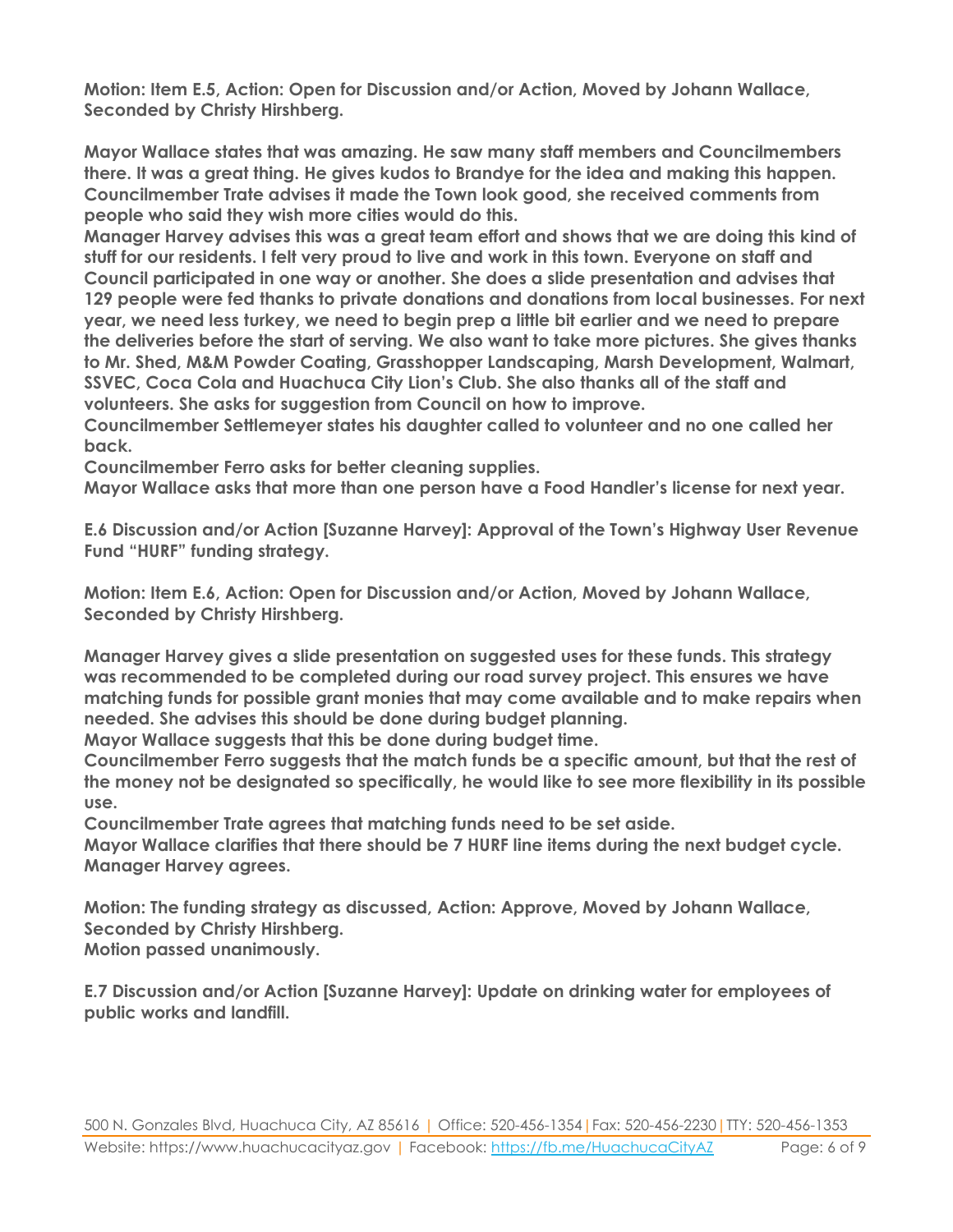**Motion: Item E.5, Action: Open for Discussion and/or Action, Moved by Johann Wallace, Seconded by Christy Hirshberg.**

**Mayor Wallace states that was amazing. He saw many staff members and Councilmembers there. It was a great thing. He gives kudos to Brandye for the idea and making this happen. Councilmember Trate advises it made the Town look good, she received comments from people who said they wish more cities would do this.**
**Manager Harvey advises this was a great team effort and shows that we are doing this kind of stuff for our residents. I felt very proud to live and work in this town. Everyone on staff and Council participated in one way or another. She does a slide presentation and advises that 129 people were fed thanks to private donations and donations from local businesses. For next year, we need less turkey, we need to begin prep a little bit earlier and we need to prepare the deliveries before the start of serving. We also want to take more pictures. She gives thanks to Mr. Shed, M&M Powder Coating, Grasshopper Landscaping, Marsh Development, Walmart, SSVEC, Coca Cola and Huachuca City Lion's Club. She also thanks all of the staff and volunteers. She asks for suggestion from Council on how to improve.**
**Councilmember Settlemeyer states his daughter called to volunteer and no one called her back.**
**Councilmember Ferro asks for better cleaning supplies.**
**Mayor Wallace asks that more than one person have a Food Handler's license for next year.**

**E.6 Discussion and/or Action [Suzanne Harvey]: Approval of the Town's Highway User Revenue Fund "HURF" funding strategy.**

**Motion: Item E.6, Action: Open for Discussion and/or Action, Moved by Johann Wallace, Seconded by Christy Hirshberg.**

**Manager Harvey gives a slide presentation on suggested uses for these funds. This strategy was recommended to be completed during our road survey project. This ensures we have matching funds for possible grant monies that may come available and to make repairs when needed. She advises this should be done during budget planning.**
**Mayor Wallace suggests that this be done during budget time.**
**Councilmember Ferro suggests that the match funds be a specific amount, but that the rest of the money not be designated so specifically, he would like to see more flexibility in its possible use.**
**Councilmember Trate agrees that matching funds need to be set aside.**
**Mayor Wallace clarifies that there should be 7 HURF line items during the next budget cycle. Manager Harvey agrees.**

**Motion: The funding strategy as discussed, Action: Approve, Moved by Johann Wallace, Seconded by Christy Hirshberg.**
**Motion passed unanimously.**

**E.7 Discussion and/or Action [Suzanne Harvey]: Update on drinking water for employees of public works and landfill.**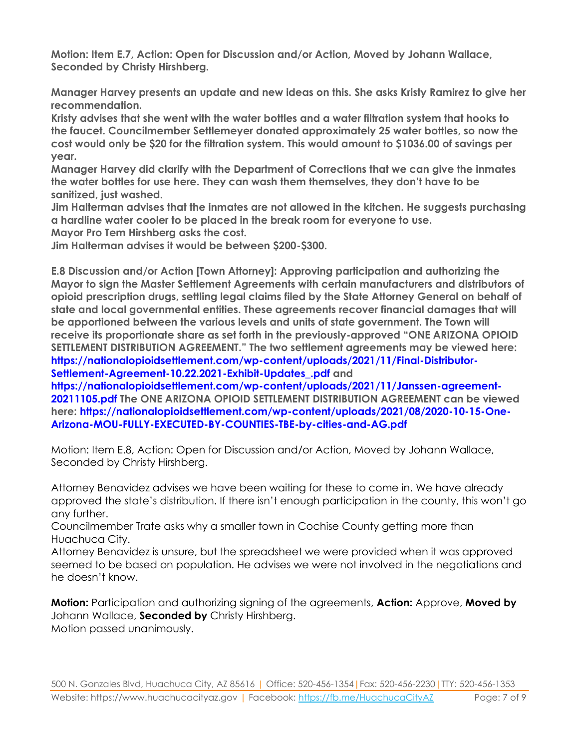**Motion: Item E.7, Action: Open for Discussion and/or Action, Moved by Johann Wallace, Seconded by Christy Hirshberg.**

**Manager Harvey presents an update and new ideas on this. She asks Kristy Ramirez to give her recommendation.**

**Kristy advises that she went with the water bottles and a water filtration system that hooks to the faucet. Councilmember Settlemeyer donated approximately 25 water bottles, so now the cost would only be $20 for the filtration system. This would amount to $1036.00 of savings per year.**

**Manager Harvey did clarify with the Department of Corrections that we can give the inmates the water bottles for use here. They can wash them themselves, they don't have to be sanitized, just washed.**

**Jim Halterman advises that the inmates are not allowed in the kitchen. He suggests purchasing a hardline water cooler to be placed in the break room for everyone to use.**

**Mayor Pro Tem Hirshberg asks the cost.**

**Jim Halterman advises it would be between $200-$300.**

**E.8 Discussion and/or Action [Town Attorney]: Approving participation and authorizing the Mayor to sign the Master Settlement Agreements with certain manufacturers and distributors of opioid prescription drugs, settling legal claims filed by the State Attorney General on behalf of state and local governmental entities. These agreements recover financial damages that will be apportioned between the various levels and units of state government. The Town will receive its proportionate share as set forth in the previously-approved "ONE ARIZONA OPIOID SETTLEMENT DISTRIBUTION AGREEMENT." The two settlement agreements may be viewed here: https://nationalopioidsettlement.com/wp-content/uploads/2021/11/Final-Distributor-Settlement-Agreement-10.22.2021-Exhibit-Updates_.pdf and https://nationalopioidsettlement.com/wp-content/uploads/2021/11/Janssen-agreement-20211105.pdf The ONE ARIZONA OPIOID SETTLEMENT DISTRIBUTION AGREEMENT can be viewed here: https://nationalopioidsettlement.com/wp-content/uploads/2021/08/2020-10-15-One-Arizona-MOU-FULLY-EXECUTED-BY-COUNTIES-TBE-by-cities-and-AG.pdf**

Motion: Item E.8, Action: Open for Discussion and/or Action, Moved by Johann Wallace, Seconded by Christy Hirshberg.

Attorney Benavidez advises we have been waiting for these to come in. We have already approved the state's distribution. If there isn't enough participation in the county, this won't go any further.

Councilmember Trate asks why a smaller town in Cochise County getting more than Huachuca City.

Attorney Benavidez is unsure, but the spreadsheet we were provided when it was approved seemed to be based on population. He advises we were not involved in the negotiations and he doesn't know.

**Motion:** Participation and authorizing signing of the agreements, **Action:** Approve, **Moved by** Johann Wallace, **Seconded by** Christy Hirshberg.
Motion passed unanimously.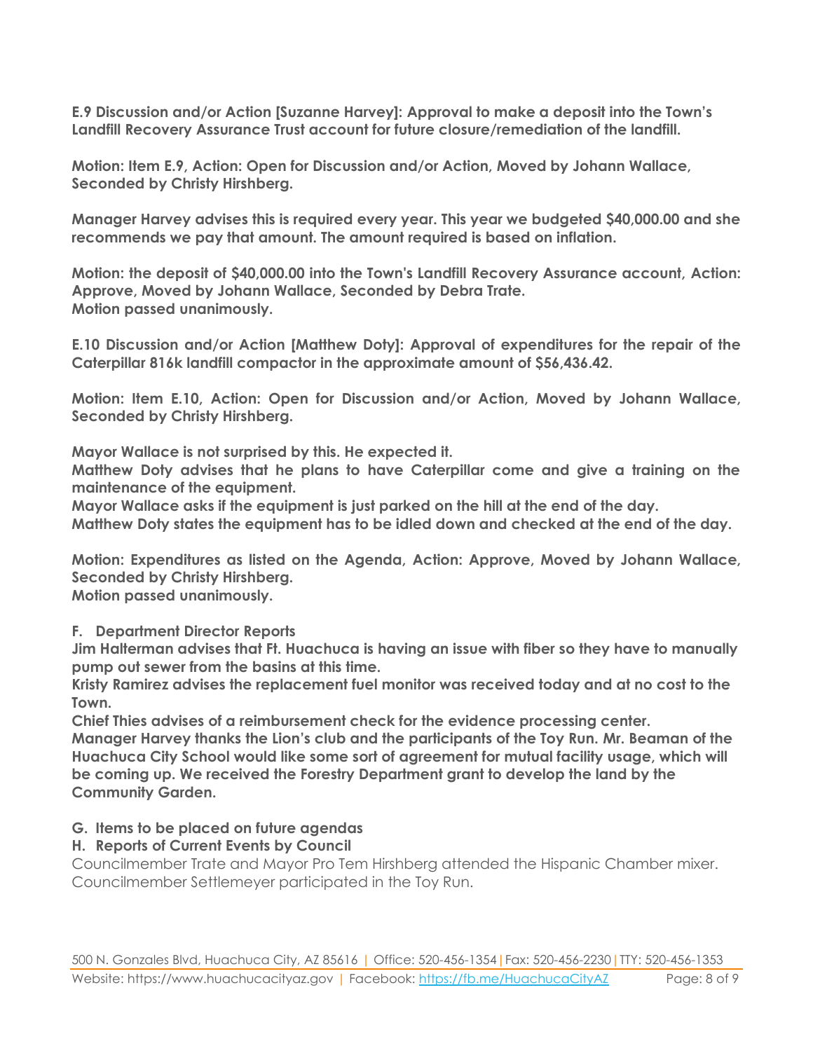**E.9 Discussion and/or Action [Suzanne Harvey]: Approval to make a deposit into the Town's Landfill Recovery Assurance Trust account for future closure/remediation of the landfill.**

**Motion: Item E.9, Action: Open for Discussion and/or Action, Moved by Johann Wallace, Seconded by Christy Hirshberg.**

**Manager Harvey advises this is required every year. This year we budgeted $40,000.00 and she recommends we pay that amount. The amount required is based on inflation.**

**Motion: the deposit of $40,000.00 into the Town's Landfill Recovery Assurance account, Action: Approve, Moved by Johann Wallace, Seconded by Debra Trate.**
**Motion passed unanimously.**

**E.10 Discussion and/or Action [Matthew Doty]: Approval of expenditures for the repair of the Caterpillar 816k landfill compactor in the approximate amount of $56,436.42.**

**Motion: Item E.10, Action: Open for Discussion and/or Action, Moved by Johann Wallace, Seconded by Christy Hirshberg.**

**Mayor Wallace is not surprised by this. He expected it.**
**Matthew Doty advises that he plans to have Caterpillar come and give a training on the maintenance of the equipment.**
**Mayor Wallace asks if the equipment is just parked on the hill at the end of the day.**
**Matthew Doty states the equipment has to be idled down and checked at the end of the day.**

**Motion: Expenditures as listed on the Agenda, Action: Approve, Moved by Johann Wallace, Seconded by Christy Hirshberg.**
**Motion passed unanimously.**

**F. Department Director Reports**
**Jim Halterman advises that Ft. Huachuca is having an issue with fiber so they have to manually pump out sewer from the basins at this time.**
**Kristy Ramirez advises the replacement fuel monitor was received today and at no cost to the Town.**
**Chief Thies advises of a reimbursement check for the evidence processing center.**
**Manager Harvey thanks the Lion's club and the participants of the Toy Run. Mr. Beaman of the Huachuca City School would like some sort of agreement for mutual facility usage, which will be coming up. We received the Forestry Department grant to develop the land by the Community Garden.**

**G. Items to be placed on future agendas**
**H. Reports of Current Events by Council**
Councilmember Trate and Mayor Pro Tem Hirshberg attended the Hispanic Chamber mixer.
Councilmember Settlemeyer participated in the Toy Run.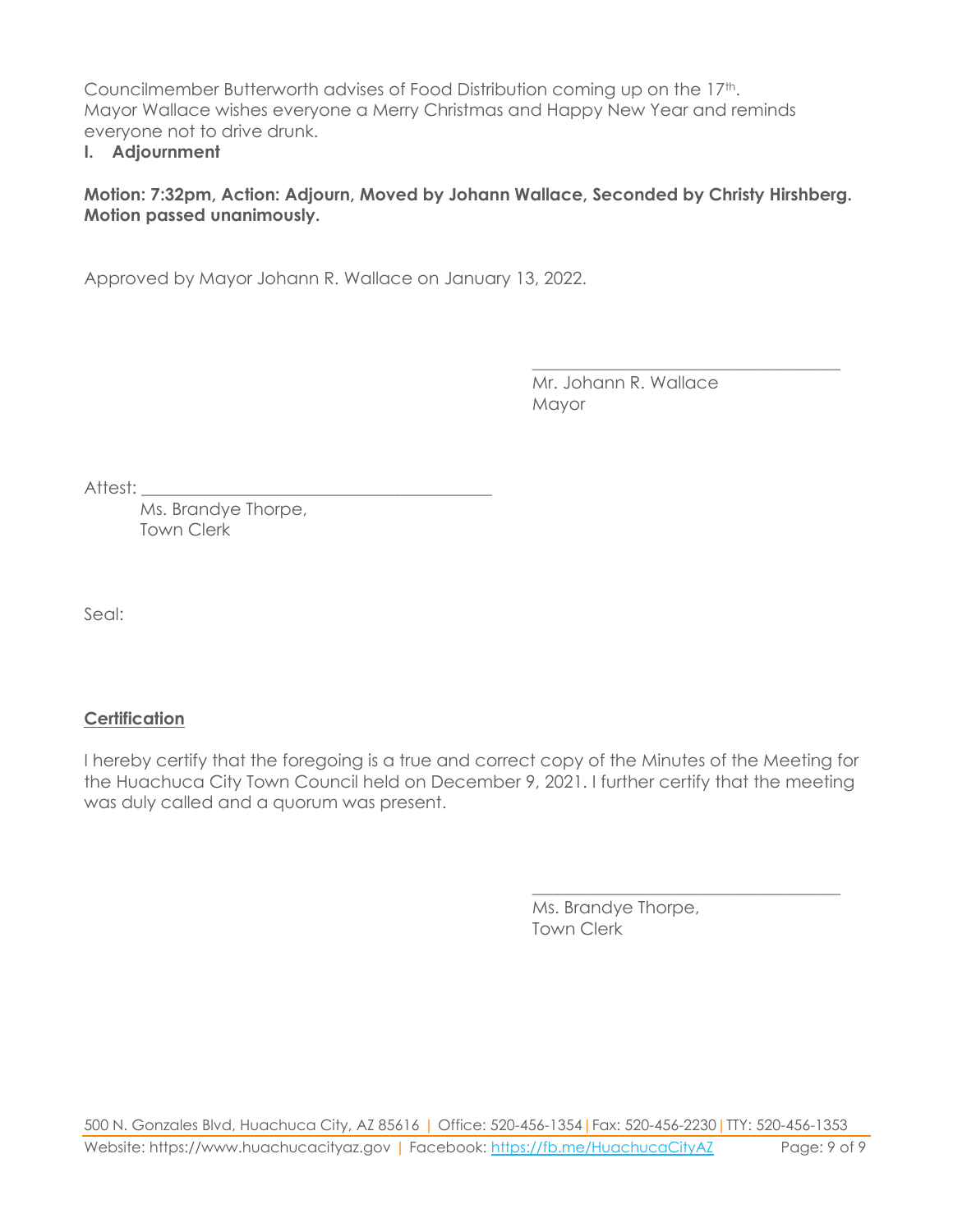Councilmember Butterworth advises of Food Distribution coming up on the 17th.
Mayor Wallace wishes everyone a Merry Christmas and Happy New Year and reminds everyone not to drive drunk.

**I. Adjournment**

**Motion: 7:32pm, Action: Adjourn, Moved by Johann Wallace, Seconded by Christy Hirshberg. Motion passed unanimously.**

Approved by Mayor Johann R. Wallace on January 13, 2022.

\_\_\_\_\_\_\_\_\_\_\_\_\_\_\_\_\_\_\_\_\_\_\_\_\_\_\_\_\_\_\_\_\_\_\_\_
Mr. Johann R. Wallace
Mayor

Attest: \_\_\_\_\_\_\_\_\_\_\_\_\_\_\_\_\_\_\_\_\_\_\_\_\_\_\_\_\_\_\_\_\_\_\_\_\_\_\_\_
Ms. Brandye Thorpe,
Town Clerk

Seal:

**Certification**

I hereby certify that the foregoing is a true and correct copy of the Minutes of the Meeting for the Huachuca City Town Council held on December 9, 2021. I further certify that the meeting was duly called and a quorum was present.

\_\_\_\_\_\_\_\_\_\_\_\_\_\_\_\_\_\_\_\_\_\_\_\_\_\_\_\_\_\_\_\_\_\_\_\_
Ms. Brandye Thorpe,
Town Clerk